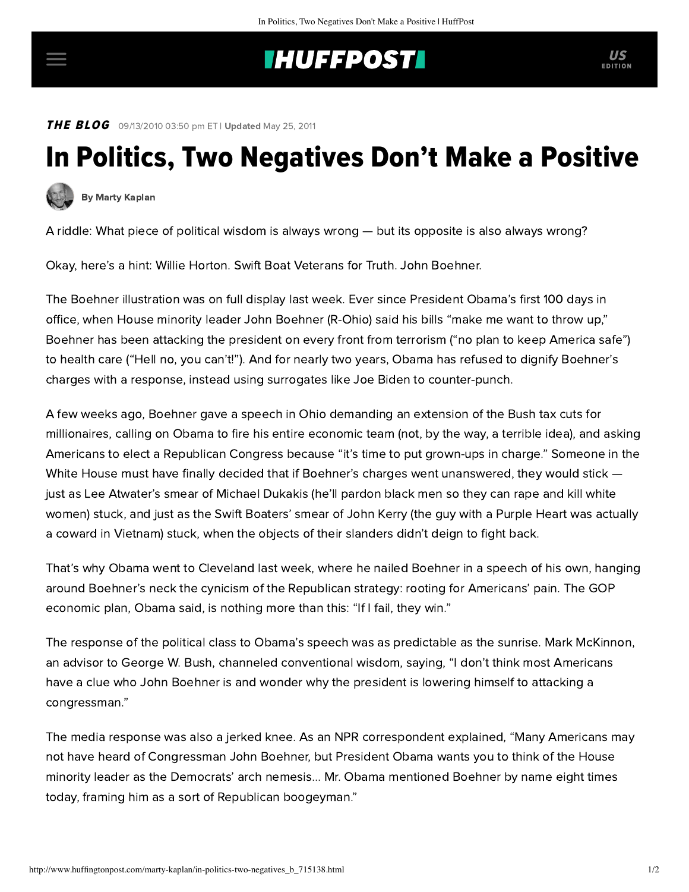THE BLOG 09/13/2010 03:50 pm ET | Updated May 25, 2011

# In Politics, Two Negatives Don't Make a Positive

By Marty Kaplan

A riddle: What piece of political wisdom is always wrong — but its opposite is also always wrong?

Okay, here's a hint: Willie Horton. Swift Boat Veterans for Truth. John Boehner.

The Boehner illustration was on full display last week. Ever since President Obama's first 100 days in office, when House minority leader John Boehner (R-Ohio) said his bills "make me want to throw up," Boehner has been attacking the president on every front from terrorism ("no plan to keep America safe") to health care ("Hell no, you can't!"). And for nearly two years, Obama has refused to dignify Boehner's charges with a response, instead using surrogates like Joe Biden to counter-punch.

A few weeks ago, Boehner gave a speech in Ohio demanding an extension of the Bush tax cuts for millionaires, calling on Obama to fire his entire economic team (not, by the way, a terrible idea), and asking Americans to elect a Republican Congress because "it's time to put grown-ups in charge." Someone in the White House must have finally decided that if Boehner's charges went unanswered, they would stick — just as Lee Atwater's smear of Michael Dukakis (he'll pardon black men so they can rape and kill white women) stuck, and just as the Swift Boaters' smear of John Kerry (the guy with a Purple Heart was actually a coward in Vietnam) stuck, when the objects of their slanders didn't deign to fight back.

That's why Obama went to Cleveland last week, where he nailed Boehner in a speech of his own, hanging around Boehner's neck the cynicism of the Republican strategy: rooting for Americans' pain. The GOP economic plan, Obama said, is nothing more than this: "If I fail, they win."

The response of the political class to Obama's speech was as predictable as the sunrise. Mark McKinnon, an advisor to George W. Bush, channeled conventional wisdom, saying, "I don't think most Americans have a clue who John Boehner is and wonder why the president is lowering himself to attacking a congressman."

The media response was also a jerked knee. As an NPR correspondent explained, "Many Americans may not have heard of Congressman John Boehner, but President Obama wants you to think of the House minority leader as the Democrats' arch nemesis... Mr. Obama mentioned Boehner by name eight times today, framing him as a sort of Republican boogeyman."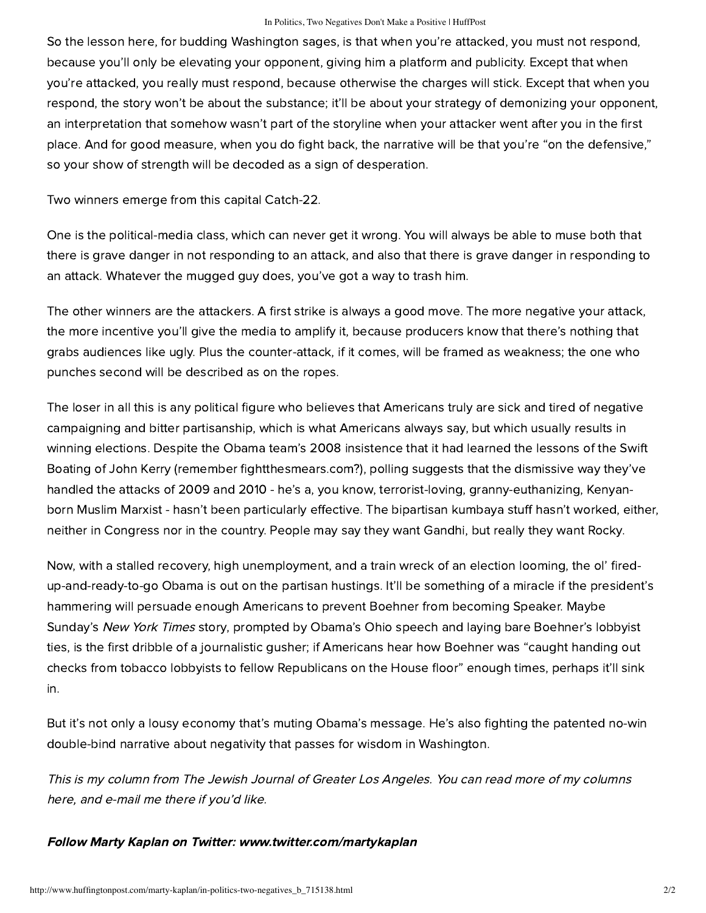So the lesson here, for budding Washington sages, is that when you're attacked, you must not respond, because you'll only be elevating your opponent, giving him a platform and publicity. Except that when you're attacked, you really must respond, because otherwise the charges will stick. Except that when you respond, the story won't be about the substance; it'll be about your strategy of demonizing your opponent, an interpretation that somehow wasn't part of the storyline when your attacker went after you in the first place. And for good measure, when you do fight back, the narrative will be that you're "on the defensive," so your show of strength will be decoded as a sign of desperation.

Two winners emerge from this capital Catch-22.

One is the political-media class, which can never get it wrong. You will always be able to muse both that there is grave danger in not responding to an attack, and also that there is grave danger in responding to an attack. Whatever the mugged guy does, you've got a way to trash him.

The other winners are the attackers. A first strike is always a good move. The more negative your attack, the more incentive you'll give the media to amplify it, because producers know that there's nothing that grabs audiences like ugly. Plus the counter-attack, if it comes, will be framed as weakness; the one who punches second will be described as on the ropes.

The loser in all this is any political figure who believes that Americans truly are sick and tired of negative campaigning and bitter partisanship, which is what Americans always say, but which usually results in winning elections. Despite the Obama team's 2008 insistence that it had learned the lessons of the Swift Boating of John Kerry (remember fightthesmears.com?), polling suggests that the dismissive way they've handled the attacks of 2009 and 2010 - he's a, you know, terrorist-loving, granny-euthanizing, Kenyan-born Muslim Marxist - hasn't been particularly effective. The bipartisan kumbaya stuff hasn't worked, either, neither in Congress nor in the country. People may say they want Gandhi, but really they want Rocky.

Now, with a stalled recovery, high unemployment, and a train wreck of an election looming, the ol' fired-up-and-ready-to-go Obama is out on the partisan hustings. It'll be something of a miracle if the president's hammering will persuade enough Americans to prevent Boehner from becoming Speaker. Maybe Sunday's *New York Times* story, prompted by Obama's Ohio speech and laying bare Boehner's lobbyist ties, is the first dribble of a journalistic gusher; if Americans hear how Boehner was "caught handing out checks from tobacco lobbyists to fellow Republicans on the House floor" enough times, perhaps it'll sink in.

But it's not only a lousy economy that's muting Obama's message. He's also fighting the patented no-win double-bind narrative about negativity that passes for wisdom in Washington.

*This is my column from The Jewish Journal of Greater Los Angeles. You can read more of my columns here, and e-mail me there if you'd like.*

***Follow Marty Kaplan on Twitter: www.twitter.com/martykaplan***